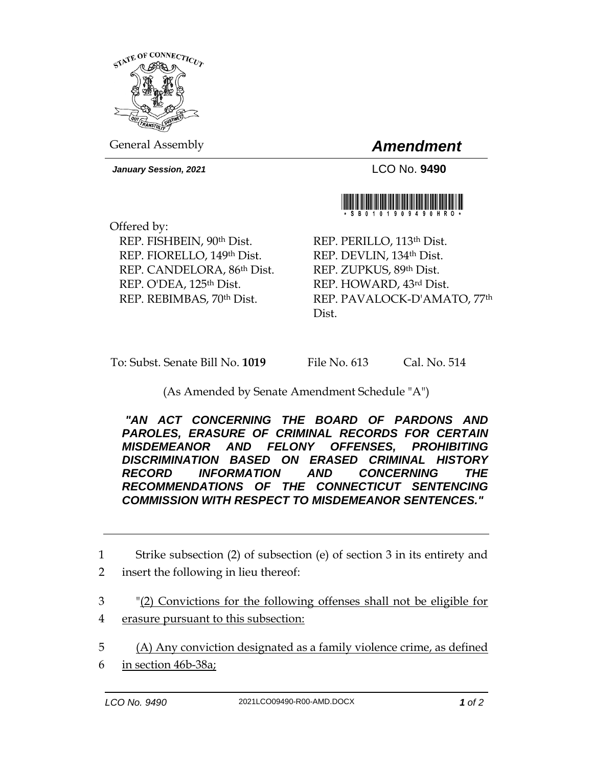General Assembly

# *Amendment*

***January Session, 2021***

LCO No. **9490**

\* S B 0 1 0 1 9 0 9 4 9 0 H R O \*

Offered by:

REP. FISHBEIN, 90th Dist.
REP. FIORELLO, 149th Dist.
REP. CANDELORA, 86th Dist.
REP. O'DEA, 125th Dist.
REP. REBIMBAS, 70th Dist.
REP. PERILLO, 113th Dist.
REP. DEVLIN, 134th Dist.
REP. ZUPKUS, 89th Dist.
REP. HOWARD, 43rd Dist.
REP. PAVALOCK-D'AMATO, 77th Dist.

To: Subst. Senate Bill No. **1019** File No. 613 Cal. No. 514

(As Amended by Senate Amendment Schedule "A")

***"AN ACT CONCERNING THE BOARD OF PARDONS AND PAROLES, ERASURE OF CRIMINAL RECORDS FOR CERTAIN MISDEMEANOR AND FELONY OFFENSES, PROHIBITING DISCRIMINATION BASED ON ERASED CRIMINAL HISTORY RECORD INFORMATION AND CONCERNING THE RECOMMENDATIONS OF THE CONNECTICUT SENTENCING COMMISSION WITH RESPECT TO MISDEMEANOR SENTENCES."***

---

1 Strike subsection (2) of subsection (e) of section 3 in its entirety and
2 insert the following in lieu thereof:

3 "(2) Convictions for the following offenses shall not be eligible for
4 erasure pursuant to this subsection:

5 (A) Any conviction designated as a family violence crime, as defined
6 in section 46b-38a;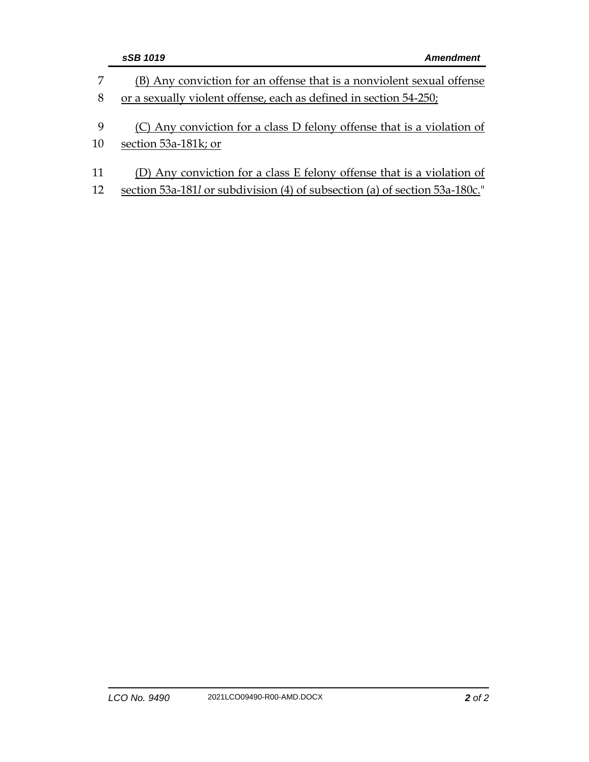(B) Any conviction for an offense that is a nonviolent sexual offense or a sexually violent offense, each as defined in section 54-250;

(C) Any conviction for a class D felony offense that is a violation of section 53a-181k; or

(D) Any conviction for a class E felony offense that is a violation of section 53a-181*l* or subdivision (4) of subsection (a) of section 53a-180c."